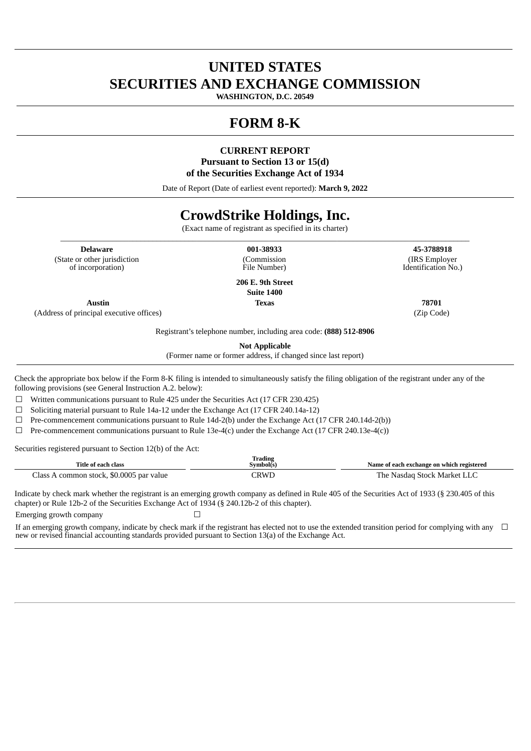# UNITED STATES
# SECURITIES AND EXCHANGE COMMISSION

**WASHINGTON, D.C. 20549**

# FORM 8-K

**CURRENT REPORT**
**Pursuant to Section 13 or 15(d)**
**of the Securities Exchange Act of 1934**

Date of Report (Date of earliest event reported): **March 9, 2022**

# CrowdStrike Holdings, Inc.

(Exact name of registrant as specified in its charter)

| **Delaware** | **001-38933** | **45-3788918** |
|---|---|---|
| (State or other jurisdiction of incorporation) | (Commission File Number) | (IRS Employer Identification No.) |

**206 E. 9th Street**
**Suite 1400**

| **Austin** | **Texas** | **78701** |
|---|---|---|
| (Address of principal executive offices) | | (Zip Code) |

Registrant's telephone number, including area code: **(888) 512-8906**

**Not Applicable**
(Former name or former address, if changed since last report)

Check the appropriate box below if the Form 8-K filing is intended to simultaneously satisfy the filing obligation of the registrant under any of the following provisions (see General Instruction A.2. below):

☐ Written communications pursuant to Rule 425 under the Securities Act (17 CFR 230.425)

☐ Soliciting material pursuant to Rule 14a-12 under the Exchange Act (17 CFR 240.14a-12)

☐ Pre-commencement communications pursuant to Rule 14d-2(b) under the Exchange Act (17 CFR 240.14d-2(b))

☐ Pre-commencement communications pursuant to Rule 13e-4(c) under the Exchange Act (17 CFR 240.13e-4(c))

Securities registered pursuant to Section 12(b) of the Act:

| Title of each class | Trading Symbol(s) | Name of each exchange on which registered |
|---|---|---|
| Class A common stock, $0.0005 par value | CRWD | The Nasdaq Stock Market LLC |

Indicate by check mark whether the registrant is an emerging growth company as defined in Rule 405 of the Securities Act of 1933 (§ 230.405 of this chapter) or Rule 12b-2 of the Securities Exchange Act of 1934 (§ 240.12b-2 of this chapter).

Emerging growth company ☐

If an emerging growth company, indicate by check mark if the registrant has elected not to use the extended transition period for complying with any new or revised financial accounting standards provided pursuant to Section 13(a) of the Exchange Act. ☐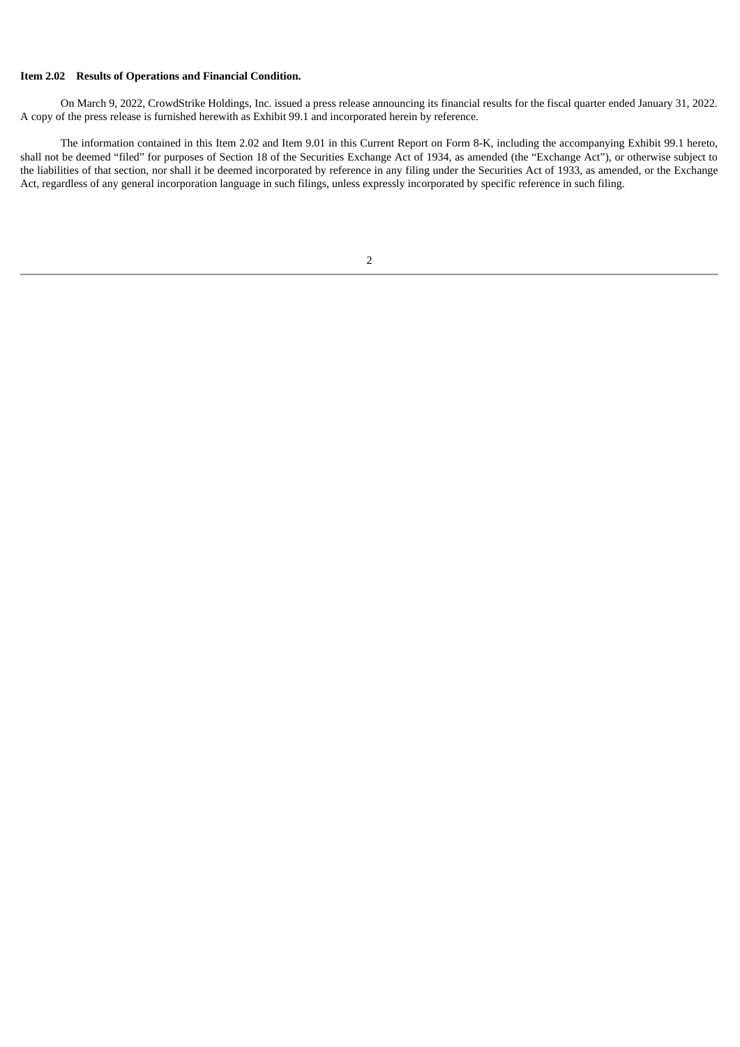**Item 2.02 Results of Operations and Financial Condition.**

On March 9, 2022, CrowdStrike Holdings, Inc. issued a press release announcing its financial results for the fiscal quarter ended January 31, 2022. A copy of the press release is furnished herewith as Exhibit 99.1 and incorporated herein by reference.

The information contained in this Item 2.02 and Item 9.01 in this Current Report on Form 8-K, including the accompanying Exhibit 99.1 hereto, shall not be deemed "filed" for purposes of Section 18 of the Securities Exchange Act of 1934, as amended (the "Exchange Act"), or otherwise subject to the liabilities of that section, nor shall it be deemed incorporated by reference in any filing under the Securities Act of 1933, as amended, or the Exchange Act, regardless of any general incorporation language in such filings, unless expressly incorporated by specific reference in such filing.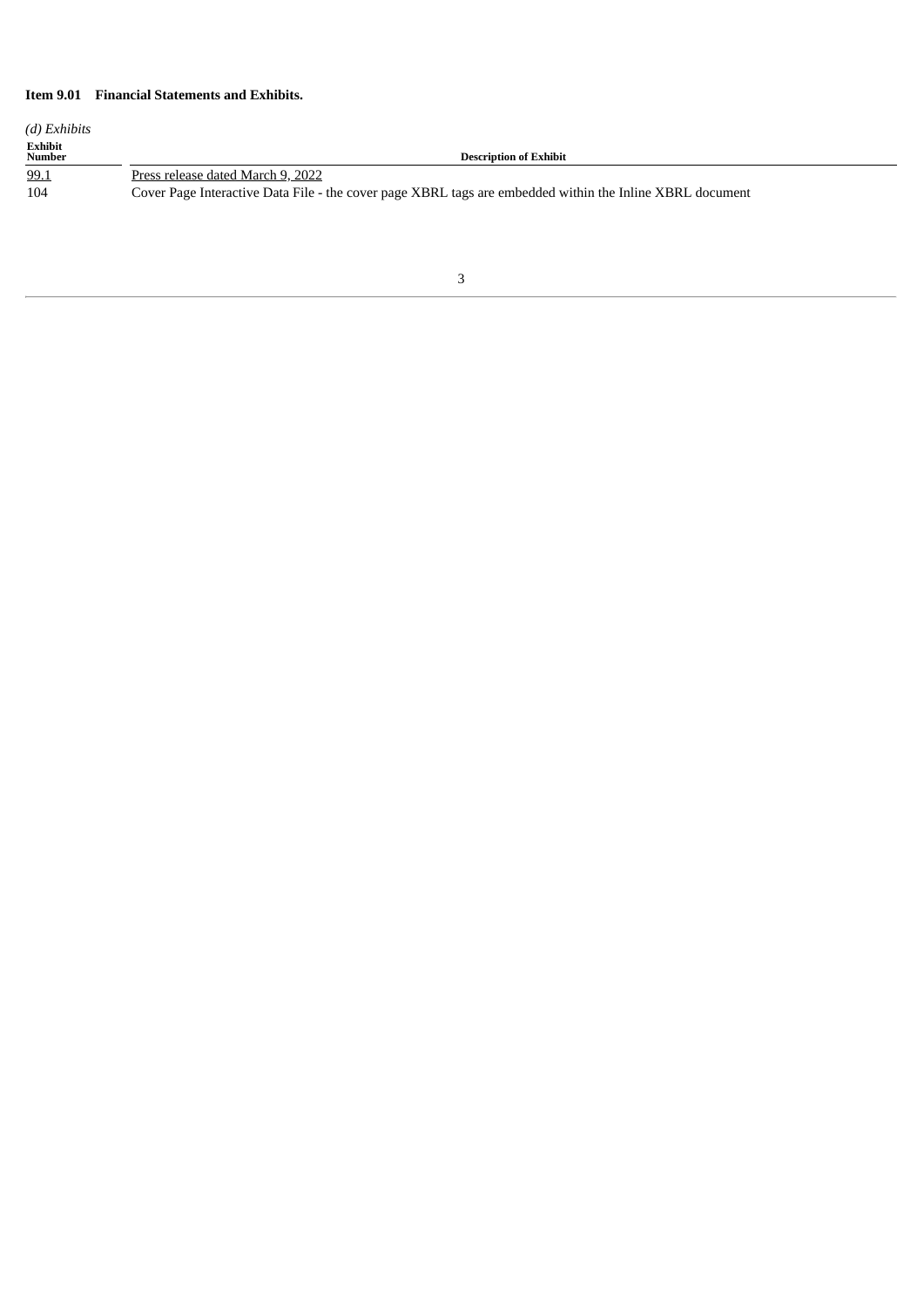**Item 9.01 Financial Statements and Exhibits.**

*(d) Exhibits*

| Exhibit Number | Description of Exhibit |
| --- | --- |
| 99.1 | Press release dated March 9, 2022 |
| 104 | Cover Page Interactive Data File - the cover page XBRL tags are embedded within the Inline XBRL document |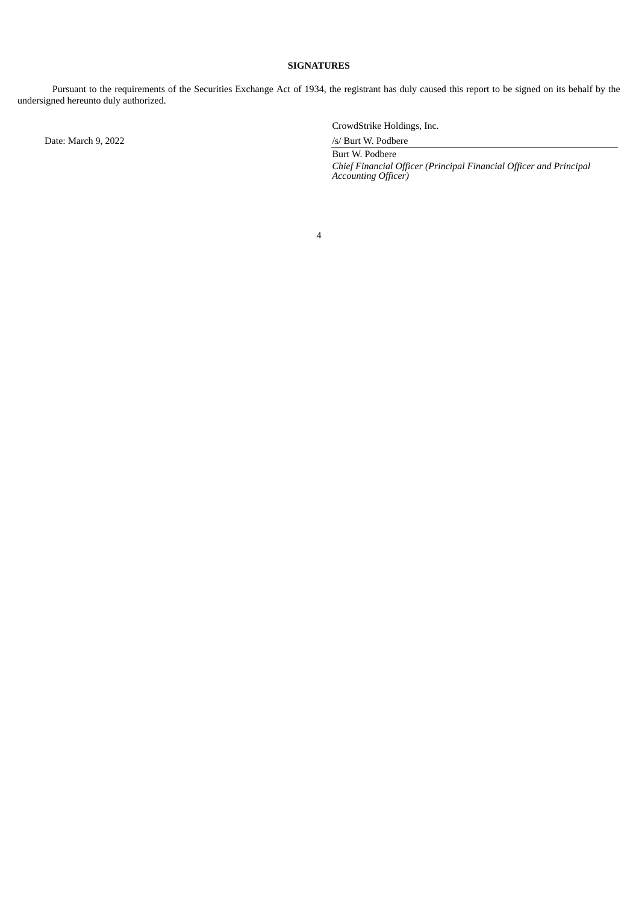**SIGNATURES**

Pursuant to the requirements of the Securities Exchange Act of 1934, the registrant has duly caused this report to be signed on its behalf by the undersigned hereunto duly authorized.

| | |
|---|---|
| | CrowdStrike Holdings, Inc. |
| Date: March 9, 2022 | /s/ Burt W. Podbere |
| | Burt W. Podbere |
| | *Chief Financial Officer (Principal Financial Officer and Principal Accounting Officer)* |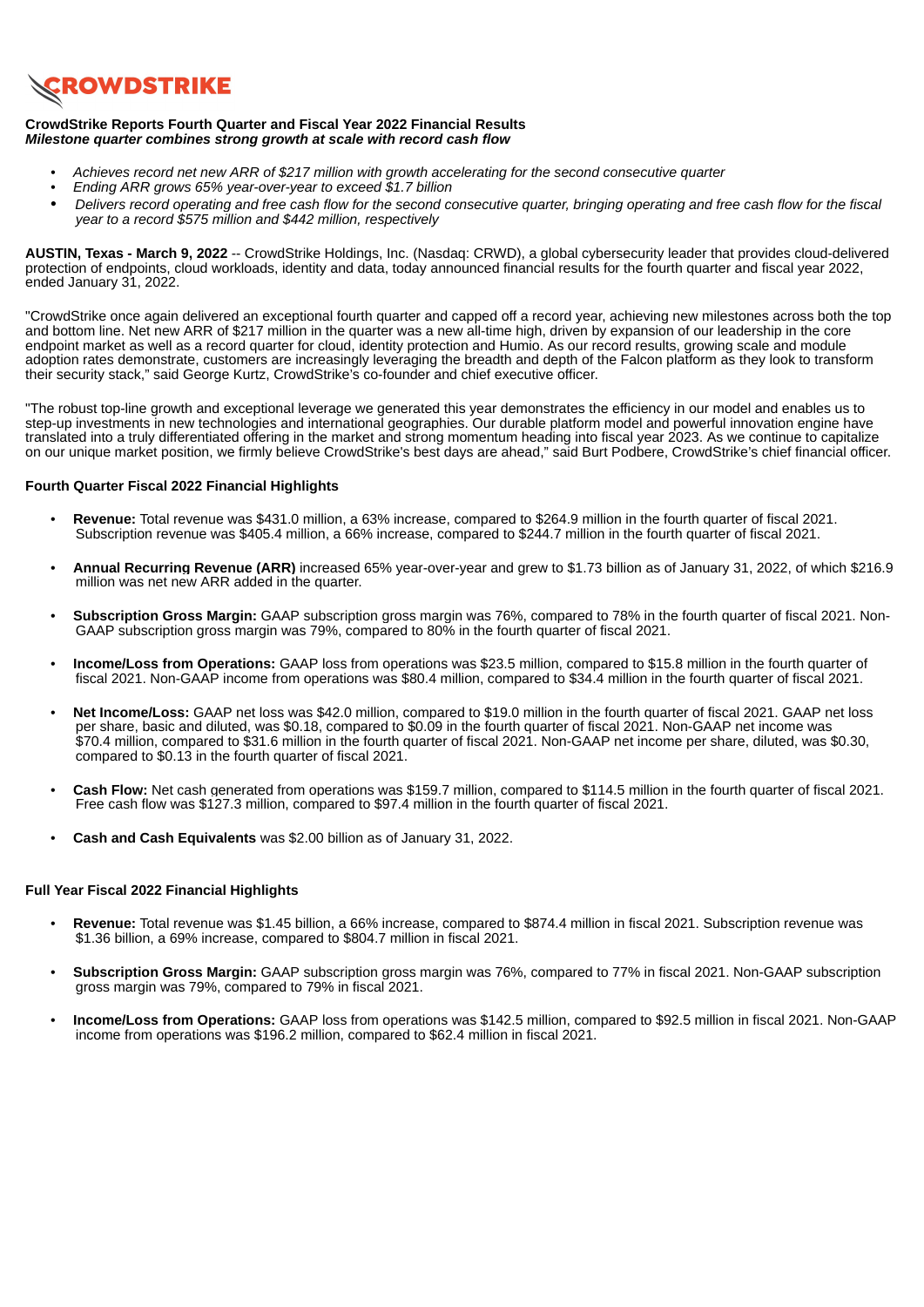CROWDSTRIKE

**CrowdStrike Reports Fourth Quarter and Fiscal Year 2022 Financial Results**
***Milestone quarter combines strong growth at scale with record cash flow***

- *Achieves record net new ARR of $217 million with growth accelerating for the second consecutive quarter*
- *Ending ARR grows 65% year-over-year to exceed $1.7 billion*
- *Delivers record operating and free cash flow for the second consecutive quarter, bringing operating and free cash flow for the fiscal year to a record $575 million and $442 million, respectively*

**AUSTIN, Texas - March 9, 2022** -- CrowdStrike Holdings, Inc. (Nasdaq: CRWD), a global cybersecurity leader that provides cloud-delivered protection of endpoints, cloud workloads, identity and data, today announced financial results for the fourth quarter and fiscal year 2022, ended January 31, 2022.

"CrowdStrike once again delivered an exceptional fourth quarter and capped off a record year, achieving new milestones across both the top and bottom line. Net new ARR of $217 million in the quarter was a new all-time high, driven by expansion of our leadership in the core endpoint market as well as a record quarter for cloud, identity protection and Humio. As our record results, growing scale and module adoption rates demonstrate, customers are increasingly leveraging the breadth and depth of the Falcon platform as they look to transform their security stack," said George Kurtz, CrowdStrike's co-founder and chief executive officer.

"The robust top-line growth and exceptional leverage we generated this year demonstrates the efficiency in our model and enables us to step-up investments in new technologies and international geographies. Our durable platform model and powerful innovation engine have translated into a truly differentiated offering in the market and strong momentum heading into fiscal year 2023. As we continue to capitalize on our unique market position, we firmly believe CrowdStrike's best days are ahead," said Burt Podbere, CrowdStrike's chief financial officer.

**Fourth Quarter Fiscal 2022 Financial Highlights**

- **Revenue:** Total revenue was $431.0 million, a 63% increase, compared to $264.9 million in the fourth quarter of fiscal 2021. Subscription revenue was $405.4 million, a 66% increase, compared to $244.7 million in the fourth quarter of fiscal 2021.

- **Annual Recurring Revenue (ARR)** increased 65% year-over-year and grew to $1.73 billion as of January 31, 2022, of which $216.9 million was net new ARR added in the quarter.

- **Subscription Gross Margin:** GAAP subscription gross margin was 76%, compared to 78% in the fourth quarter of fiscal 2021. Non-GAAP subscription gross margin was 79%, compared to 80% in the fourth quarter of fiscal 2021.

- **Income/Loss from Operations:** GAAP loss from operations was $23.5 million, compared to $15.8 million in the fourth quarter of fiscal 2021. Non-GAAP income from operations was $80.4 million, compared to $34.4 million in the fourth quarter of fiscal 2021.

- **Net Income/Loss:** GAAP net loss was $42.0 million, compared to $19.0 million in the fourth quarter of fiscal 2021. GAAP net loss per share, basic and diluted, was $0.18, compared to $0.09 in the fourth quarter of fiscal 2021. Non-GAAP net income was $70.4 million, compared to $31.6 million in the fourth quarter of fiscal 2021. Non-GAAP net income per share, diluted, was $0.30, compared to $0.13 in the fourth quarter of fiscal 2021.

- **Cash Flow:** Net cash generated from operations was $159.7 million, compared to $114.5 million in the fourth quarter of fiscal 2021. Free cash flow was $127.3 million, compared to $97.4 million in the fourth quarter of fiscal 2021.

- **Cash and Cash Equivalents** was $2.00 billion as of January 31, 2022.

**Full Year Fiscal 2022 Financial Highlights**

- **Revenue:** Total revenue was $1.45 billion, a 66% increase, compared to $874.4 million in fiscal 2021. Subscription revenue was $1.36 billion, a 69% increase, compared to $804.7 million in fiscal 2021.

- **Subscription Gross Margin:** GAAP subscription gross margin was 76%, compared to 77% in fiscal 2021. Non-GAAP subscription gross margin was 79%, compared to 79% in fiscal 2021.

- **Income/Loss from Operations:** GAAP loss from operations was $142.5 million, compared to $92.5 million in fiscal 2021. Non-GAAP income from operations was $196.2 million, compared to $62.4 million in fiscal 2021.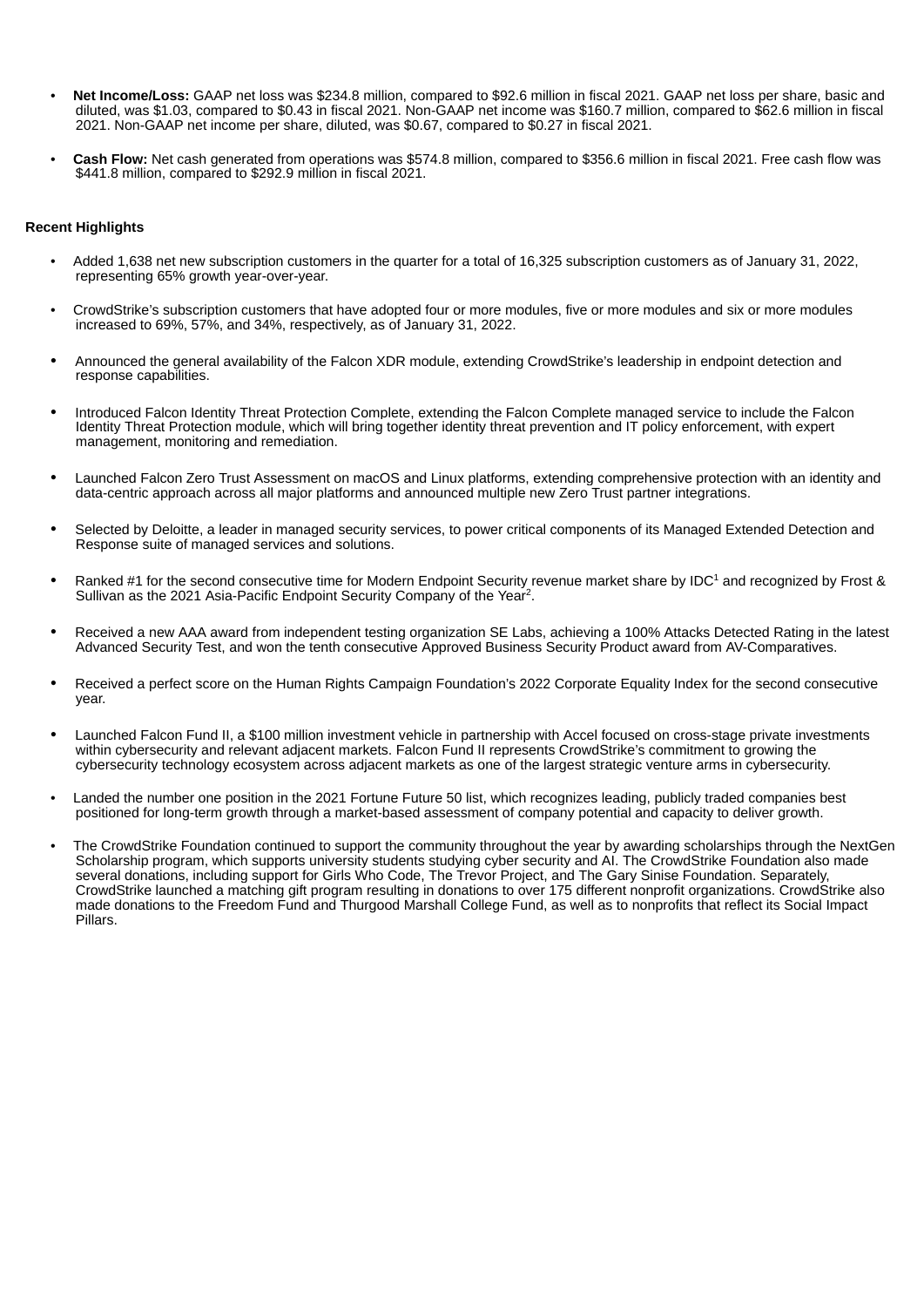- **Net Income/Loss:** GAAP net loss was $234.8 million, compared to $92.6 million in fiscal 2021. GAAP net loss per share, basic and diluted, was $1.03, compared to $0.43 in fiscal 2021. Non-GAAP net income was $160.7 million, compared to $62.6 million in fiscal 2021. Non-GAAP net income per share, diluted, was $0.67, compared to $0.27 in fiscal 2021.

- **Cash Flow:** Net cash generated from operations was $574.8 million, compared to $356.6 million in fiscal 2021. Free cash flow was $441.8 million, compared to $292.9 million in fiscal 2021.

**Recent Highlights**

- Added 1,638 net new subscription customers in the quarter for a total of 16,325 subscription customers as of January 31, 2022, representing 65% growth year-over-year.

- CrowdStrike's subscription customers that have adopted four or more modules, five or more modules and six or more modules increased to 69%, 57%, and 34%, respectively, as of January 31, 2022.

- Announced the general availability of the Falcon XDR module, extending CrowdStrike's leadership in endpoint detection and response capabilities.

- Introduced Falcon Identity Threat Protection Complete, extending the Falcon Complete managed service to include the Falcon Identity Threat Protection module, which will bring together identity threat prevention and IT policy enforcement, with expert management, monitoring and remediation.

- Launched Falcon Zero Trust Assessment on macOS and Linux platforms, extending comprehensive protection with an identity and data-centric approach across all major platforms and announced multiple new Zero Trust partner integrations.

- Selected by Deloitte, a leader in managed security services, to power critical components of its Managed Extended Detection and Response suite of managed services and solutions.

- Ranked #1 for the second consecutive time for Modern Endpoint Security revenue market share by IDC[1] and recognized by Frost & Sullivan as the 2021 Asia-Pacific Endpoint Security Company of the Year[2].

- Received a new AAA award from independent testing organization SE Labs, achieving a 100% Attacks Detected Rating in the latest Advanced Security Test, and won the tenth consecutive Approved Business Security Product award from AV-Comparatives.

- Received a perfect score on the Human Rights Campaign Foundation's 2022 Corporate Equality Index for the second consecutive year.

- Launched Falcon Fund II, a $100 million investment vehicle in partnership with Accel focused on cross-stage private investments within cybersecurity and relevant adjacent markets. Falcon Fund II represents CrowdStrike's commitment to growing the cybersecurity technology ecosystem across adjacent markets as one of the largest strategic venture arms in cybersecurity.

- Landed the number one position in the 2021 Fortune Future 50 list, which recognizes leading, publicly traded companies best positioned for long-term growth through a market-based assessment of company potential and capacity to deliver growth.

- The CrowdStrike Foundation continued to support the community throughout the year by awarding scholarships through the NextGen Scholarship program, which supports university students studying cyber security and AI. The CrowdStrike Foundation also made several donations, including support for Girls Who Code, The Trevor Project, and The Gary Sinise Foundation. Separately, CrowdStrike launched a matching gift program resulting in donations to over 175 different nonprofit organizations. CrowdStrike also made donations to the Freedom Fund and Thurgood Marshall College Fund, as well as to nonprofits that reflect its Social Impact Pillars.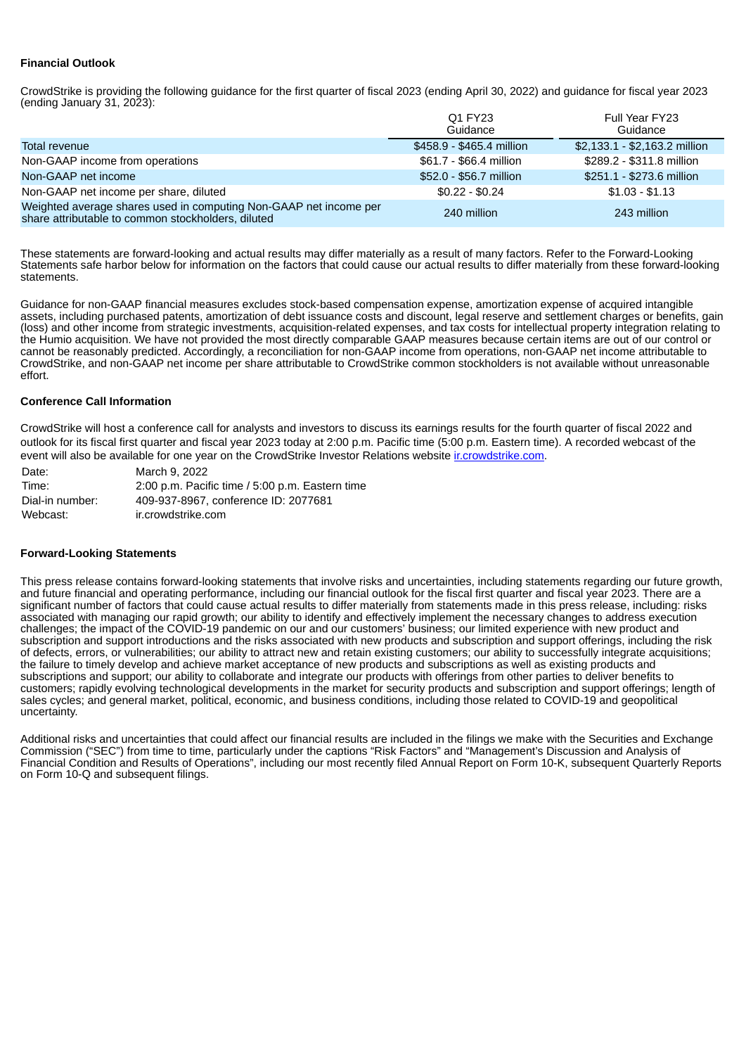**Financial Outlook**

CrowdStrike is providing the following guidance for the first quarter of fiscal 2023 (ending April 30, 2022) and guidance for fiscal year 2023 (ending January 31, 2023):

| | Q1 FY23 Guidance | Full Year FY23 Guidance |
|---|---|---|
| Total revenue | $458.9 - $465.4 million | $2,133.1 - $2,163.2 million |
| Non-GAAP income from operations | $61.7 - $66.4 million | $289.2 - $311.8 million |
| Non-GAAP net income | $52.0 - $56.7 million | $251.1 - $273.6 million |
| Non-GAAP net income per share, diluted | $0.22 - $0.24 | $1.03 - $1.13 |
| Weighted average shares used in computing Non-GAAP net income per share attributable to common stockholders, diluted | 240 million | 243 million |

These statements are forward-looking and actual results may differ materially as a result of many factors. Refer to the Forward-Looking Statements safe harbor below for information on the factors that could cause our actual results to differ materially from these forward-looking statements.

Guidance for non-GAAP financial measures excludes stock-based compensation expense, amortization expense of acquired intangible assets, including purchased patents, amortization of debt issuance costs and discount, legal reserve and settlement charges or benefits, gain (loss) and other income from strategic investments, acquisition-related expenses, and tax costs for intellectual property integration relating to the Humio acquisition. We have not provided the most directly comparable GAAP measures because certain items are out of our control or cannot be reasonably predicted. Accordingly, a reconciliation for non-GAAP income from operations, non-GAAP net income attributable to CrowdStrike, and non-GAAP net income per share attributable to CrowdStrike common stockholders is not available without unreasonable effort.

**Conference Call Information**

CrowdStrike will host a conference call for analysts and investors to discuss its earnings results for the fourth quarter of fiscal 2022 and outlook for its fiscal first quarter and fiscal year 2023 today at 2:00 p.m. Pacific time (5:00 p.m. Eastern time). A recorded webcast of the event will also be available for one year on the CrowdStrike Investor Relations website ir.crowdstrike.com.

| | |
|---|---|
| Date: | March 9, 2022 |
| Time: | 2:00 p.m. Pacific time / 5:00 p.m. Eastern time |
| Dial-in number: | 409-937-8967, conference ID: 2077681 |
| Webcast: | ir.crowdstrike.com |

**Forward-Looking Statements**

This press release contains forward-looking statements that involve risks and uncertainties, including statements regarding our future growth, and future financial and operating performance, including our financial outlook for the fiscal first quarter and fiscal year 2023. There are a significant number of factors that could cause actual results to differ materially from statements made in this press release, including: risks associated with managing our rapid growth; our ability to identify and effectively implement the necessary changes to address execution challenges; the impact of the COVID-19 pandemic on our and our customers' business; our limited experience with new product and subscription and support introductions and the risks associated with new products and subscription and support offerings, including the risk of defects, errors, or vulnerabilities; our ability to attract new and retain existing customers; our ability to successfully integrate acquisitions; the failure to timely develop and achieve market acceptance of new products and subscriptions as well as existing products and subscriptions and support; our ability to collaborate and integrate our products with offerings from other parties to deliver benefits to customers; rapidly evolving technological developments in the market for security products and subscription and support offerings; length of sales cycles; and general market, political, economic, and business conditions, including those related to COVID-19 and geopolitical uncertainty.

Additional risks and uncertainties that could affect our financial results are included in the filings we make with the Securities and Exchange Commission ("SEC") from time to time, particularly under the captions "Risk Factors" and "Management's Discussion and Analysis of Financial Condition and Results of Operations", including our most recently filed Annual Report on Form 10-K, subsequent Quarterly Reports on Form 10-Q and subsequent filings.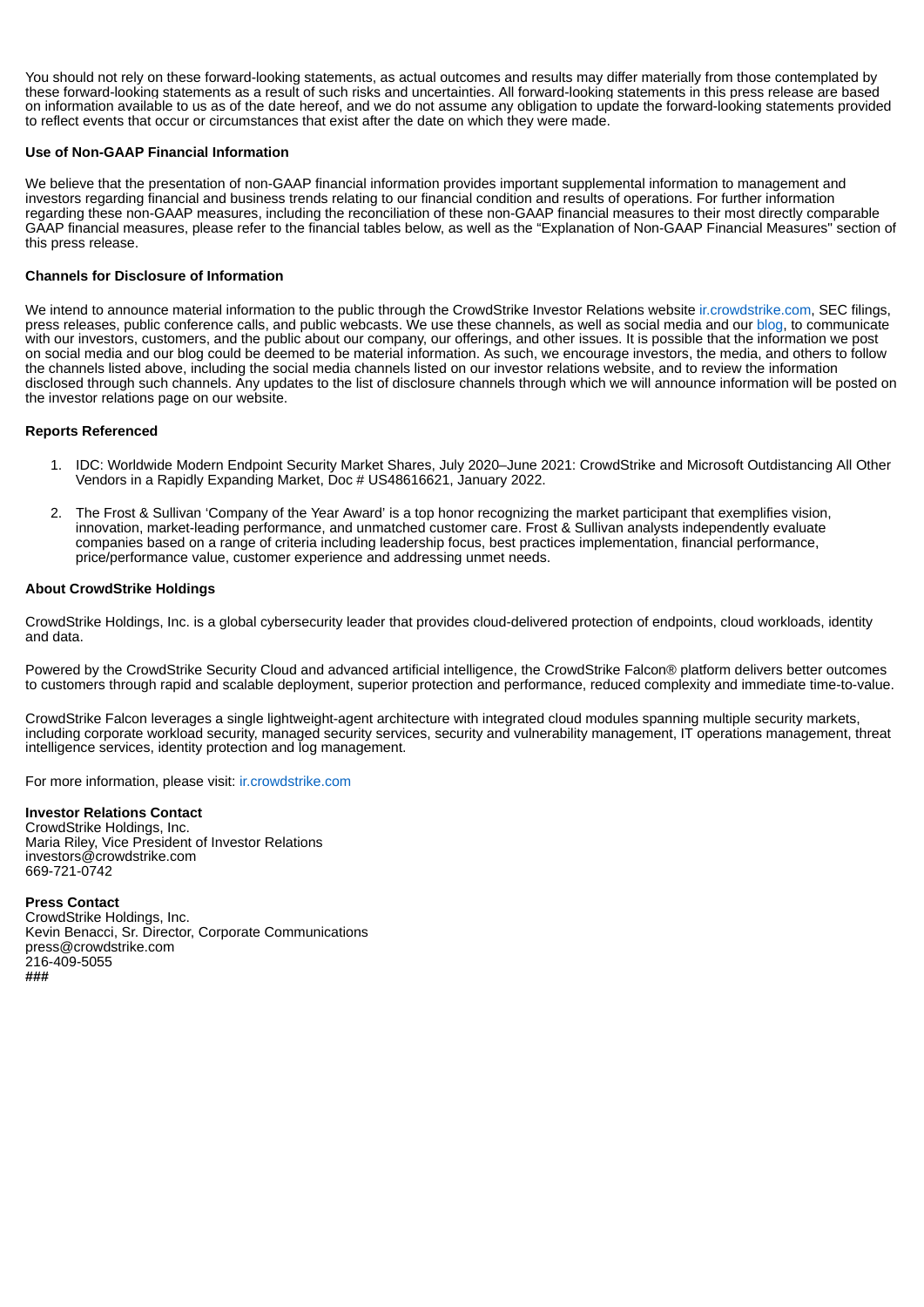You should not rely on these forward-looking statements, as actual outcomes and results may differ materially from those contemplated by these forward-looking statements as a result of such risks and uncertainties. All forward-looking statements in this press release are based on information available to us as of the date hereof, and we do not assume any obligation to update the forward-looking statements provided to reflect events that occur or circumstances that exist after the date on which they were made.

**Use of Non-GAAP Financial Information**

We believe that the presentation of non-GAAP financial information provides important supplemental information to management and investors regarding financial and business trends relating to our financial condition and results of operations. For further information regarding these non-GAAP measures, including the reconciliation of these non-GAAP financial measures to their most directly comparable GAAP financial measures, please refer to the financial tables below, as well as the "Explanation of Non-GAAP Financial Measures" section of this press release.

**Channels for Disclosure of Information**

We intend to announce material information to the public through the CrowdStrike Investor Relations website ir.crowdstrike.com, SEC filings, press releases, public conference calls, and public webcasts. We use these channels, as well as social media and our blog, to communicate with our investors, customers, and the public about our company, our offerings, and other issues. It is possible that the information we post on social media and our blog could be deemed to be material information. As such, we encourage investors, the media, and others to follow the channels listed above, including the social media channels listed on our investor relations website, and to review the information disclosed through such channels. Any updates to the list of disclosure channels through which we will announce information will be posted on the investor relations page on our website.

**Reports Referenced**

1. IDC: Worldwide Modern Endpoint Security Market Shares, July 2020–June 2021: CrowdStrike and Microsoft Outdistancing All Other Vendors in a Rapidly Expanding Market, Doc # US48616621, January 2022.
2. The Frost & Sullivan 'Company of the Year Award' is a top honor recognizing the market participant that exemplifies vision, innovation, market-leading performance, and unmatched customer care. Frost & Sullivan analysts independently evaluate companies based on a range of criteria including leadership focus, best practices implementation, financial performance, price/performance value, customer experience and addressing unmet needs.

**About CrowdStrike Holdings**

CrowdStrike Holdings, Inc. is a global cybersecurity leader that provides cloud-delivered protection of endpoints, cloud workloads, identity and data.

Powered by the CrowdStrike Security Cloud and advanced artificial intelligence, the CrowdStrike Falcon® platform delivers better outcomes to customers through rapid and scalable deployment, superior protection and performance, reduced complexity and immediate time-to-value.

CrowdStrike Falcon leverages a single lightweight-agent architecture with integrated cloud modules spanning multiple security markets, including corporate workload security, managed security services, security and vulnerability management, IT operations management, threat intelligence services, identity protection and log management.

For more information, please visit: ir.crowdstrike.com

**Investor Relations Contact**
CrowdStrike Holdings, Inc.
Maria Riley, Vice President of Investor Relations
investors@crowdstrike.com
669-721-0742

**Press Contact**
CrowdStrike Holdings, Inc.
Kevin Benacci, Sr. Director, Corporate Communications
press@crowdstrike.com
216-409-5055
###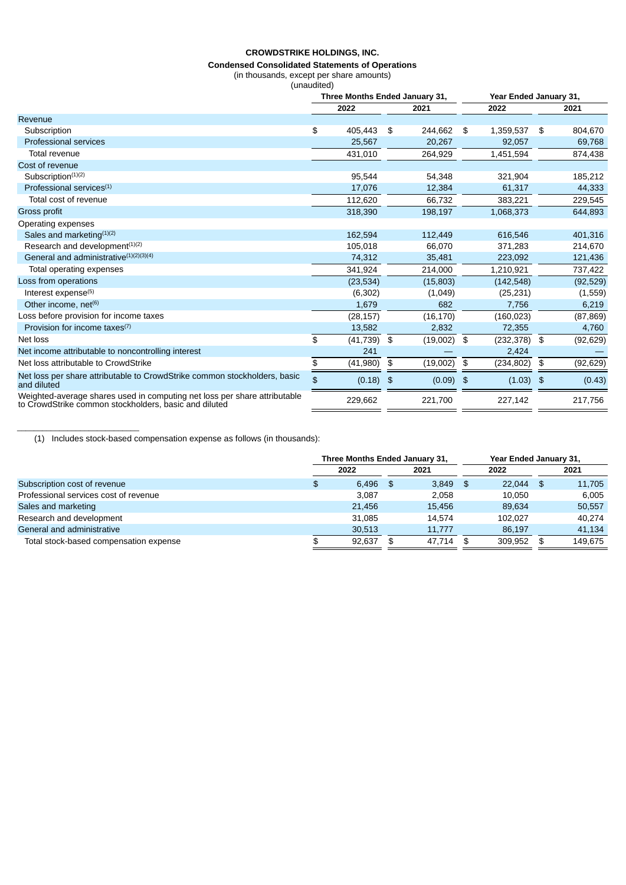**CROWDSTRIKE HOLDINGS, INC.**

**Condensed Consolidated Statements of Operations**

(in thousands, except per share amounts)

(unaudited)

| | Three Months Ended January 31, | | Year Ended January 31, | |
|---|---|---|---|---|
| | 2022 | 2021 | 2022 | 2021 |
| Revenue | | | | |
| Subscription | $ 405,443 | $ 244,662 | $ 1,359,537 | $ 804,670 |
| Professional services | 25,567 | 20,267 | 92,057 | 69,768 |
| Total revenue | 431,010 | 264,929 | 1,451,594 | 874,438 |
| Cost of revenue | | | | |
| Subscription[(1)(2)] | 95,544 | 54,348 | 321,904 | 185,212 |
| Professional services[(1)] | 17,076 | 12,384 | 61,317 | 44,333 |
| Total cost of revenue | 112,620 | 66,732 | 383,221 | 229,545 |
| Gross profit | 318,390 | 198,197 | 1,068,373 | 644,893 |
| Operating expenses | | | | |
| Sales and marketing[(1)(2)] | 162,594 | 112,449 | 616,546 | 401,316 |
| Research and development[(1)(2)] | 105,018 | 66,070 | 371,283 | 214,670 |
| General and administrative[(1)(2)(3)(4)] | 74,312 | 35,481 | 223,092 | 121,436 |
| Total operating expenses | 341,924 | 214,000 | 1,210,921 | 737,422 |
| Loss from operations | (23,534) | (15,803) | (142,548) | (92,529) |
| Interest expense[(5)] | (6,302) | (1,049) | (25,231) | (1,559) |
| Other income, net[(6)] | 1,679 | 682 | 7,756 | 6,219 |
| Loss before provision for income taxes | (28,157) | (16,170) | (160,023) | (87,869) |
| Provision for income taxes[(7)] | 13,582 | 2,832 | 72,355 | 4,760 |
| Net loss | $ (41,739) | $ (19,002) | $ (232,378) | $ (92,629) |
| Net income attributable to noncontrolling interest | 241 | — | 2,424 | — |
| Net loss attributable to CrowdStrike | $ (41,980) | $ (19,002) | $ (234,802) | $ (92,629) |
| Net loss per share attributable to CrowdStrike common stockholders, basic and diluted | $ (0.18) | $ (0.09) | $ (1.03) | $ (0.43) |
| Weighted-average shares used in computing net loss per share attributable to CrowdStrike common stockholders, basic and diluted | 229,662 | 221,700 | 227,142 | 217,756 |

(1) Includes stock-based compensation expense as follows (in thousands):

| | Three Months Ended January 31, | | Year Ended January 31, | |
|---|---|---|---|---|
| | 2022 | 2021 | 2022 | 2021 |
| Subscription cost of revenue | $ 6,496 | $ 3,849 | $ 22,044 | $ 11,705 |
| Professional services cost of revenue | 3,087 | 2,058 | 10,050 | 6,005 |
| Sales and marketing | 21,456 | 15,456 | 89,634 | 50,557 |
| Research and development | 31,085 | 14,574 | 102,027 | 40,274 |
| General and administrative | 30,513 | 11,777 | 86,197 | 41,134 |
| Total stock-based compensation expense | $ 92,637 | $ 47,714 | $ 309,952 | $ 149,675 |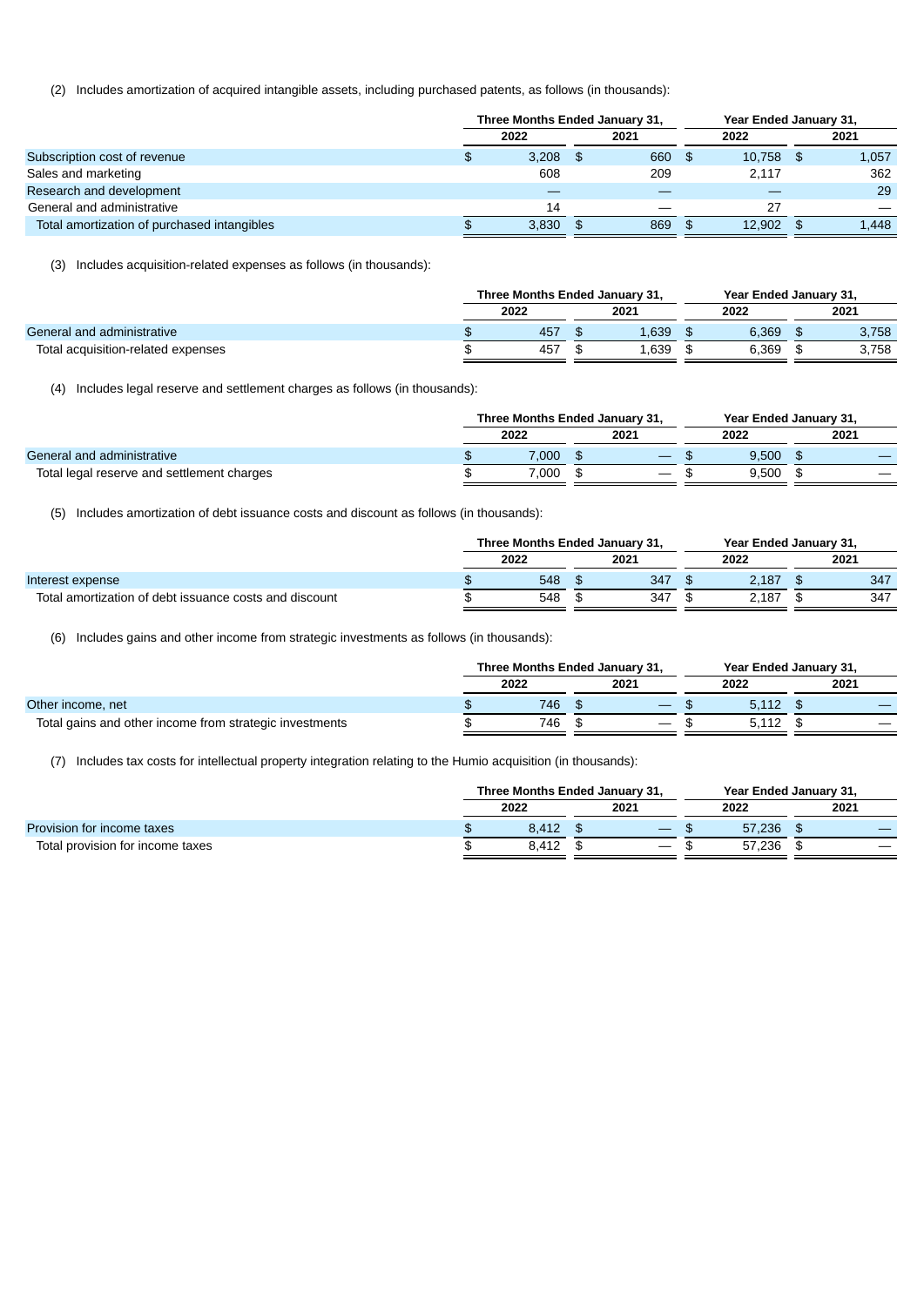(2) Includes amortization of acquired intangible assets, including purchased patents, as follows (in thousands):

| | Three Months Ended January 31, | | Year Ended January 31, | |
|---|---|---|---|---|
| | 2022 | 2021 | 2022 | 2021 |
| Subscription cost of revenue | $ 3,208 | $ 660 | $ 10,758 | $ 1,057 |
| Sales and marketing | 608 | 209 | 2,117 | 362 |
| Research and development | — | — | — | 29 |
| General and administrative | 14 | — | 27 | — |
| Total amortization of purchased intangibles | $ 3,830 | $ 869 | $ 12,902 | $ 1,448 |

(3) Includes acquisition-related expenses as follows (in thousands):

| | Three Months Ended January 31, | | Year Ended January 31, | |
|---|---|---|---|---|
| | 2022 | 2021 | 2022 | 2021 |
| General and administrative | $ 457 | $ 1,639 | $ 6,369 | $ 3,758 |
| Total acquisition-related expenses | $ 457 | $ 1,639 | $ 6,369 | $ 3,758 |

(4) Includes legal reserve and settlement charges as follows (in thousands):

| | Three Months Ended January 31, | | Year Ended January 31, | |
|---|---|---|---|---|
| | 2022 | 2021 | 2022 | 2021 |
| General and administrative | $ 7,000 | $ — | $ 9,500 | $ — |
| Total legal reserve and settlement charges | $ 7,000 | $ — | $ 9,500 | $ — |

(5) Includes amortization of debt issuance costs and discount as follows (in thousands):

| | Three Months Ended January 31, | | Year Ended January 31, | |
|---|---|---|---|---|
| | 2022 | 2021 | 2022 | 2021 |
| Interest expense | $ 548 | $ 347 | $ 2,187 | $ 347 |
| Total amortization of debt issuance costs and discount | $ 548 | $ 347 | $ 2,187 | $ 347 |

(6) Includes gains and other income from strategic investments as follows (in thousands):

| | Three Months Ended January 31, | | Year Ended January 31, | |
|---|---|---|---|---|
| | 2022 | 2021 | 2022 | 2021 |
| Other income, net | $ 746 | $ — | $ 5,112 | $ — |
| Total gains and other income from strategic investments | $ 746 | $ — | $ 5,112 | $ — |

(7) Includes tax costs for intellectual property integration relating to the Humio acquisition (in thousands):

| | Three Months Ended January 31, | | Year Ended January 31, | |
|---|---|---|---|---|
| | 2022 | 2021 | 2022 | 2021 |
| Provision for income taxes | $ 8,412 | $ — | $ 57,236 | $ — |
| Total provision for income taxes | $ 8,412 | $ — | $ 57,236 | $ — |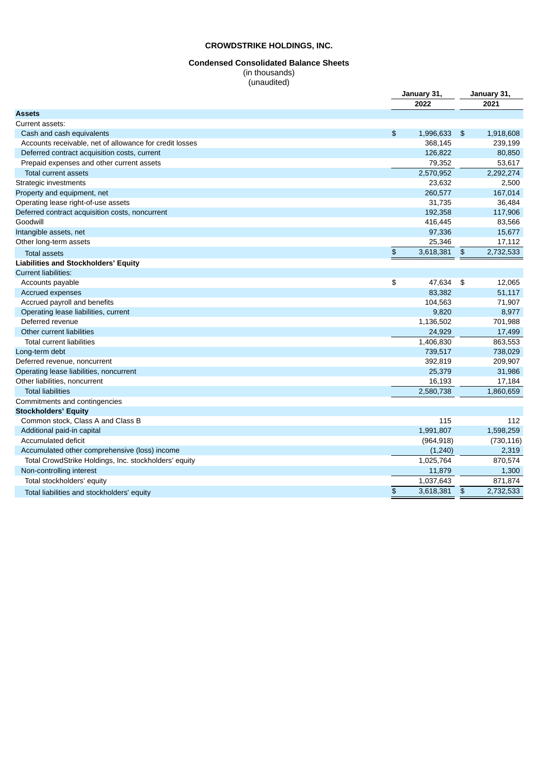**CROWDSTRIKE HOLDINGS, INC.**

**Condensed Consolidated Balance Sheets**
(in thousands)
(unaudited)

| | January 31, 2022 | January 31, 2021 |
|---|---|---|
| **Assets** | | |
| Current assets: | | |
| Cash and cash equivalents | $ 1,996,633 | $ 1,918,608 |
| Accounts receivable, net of allowance for credit losses | 368,145 | 239,199 |
| Deferred contract acquisition costs, current | 126,822 | 80,850 |
| Prepaid expenses and other current assets | 79,352 | 53,617 |
| Total current assets | 2,570,952 | 2,292,274 |
| Strategic investments | 23,632 | 2,500 |
| Property and equipment, net | 260,577 | 167,014 |
| Operating lease right-of-use assets | 31,735 | 36,484 |
| Deferred contract acquisition costs, noncurrent | 192,358 | 117,906 |
| Goodwill | 416,445 | 83,566 |
| Intangible assets, net | 97,336 | 15,677 |
| Other long-term assets | 25,346 | 17,112 |
| Total assets | $ 3,618,381 | $ 2,732,533 |
| **Liabilities and Stockholders' Equity** | | |
| Current liabilities: | | |
| Accounts payable | $ 47,634 | $ 12,065 |
| Accrued expenses | 83,382 | 51,117 |
| Accrued payroll and benefits | 104,563 | 71,907 |
| Operating lease liabilities, current | 9,820 | 8,977 |
| Deferred revenue | 1,136,502 | 701,988 |
| Other current liabilities | 24,929 | 17,499 |
| Total current liabilities | 1,406,830 | 863,553 |
| Long-term debt | 739,517 | 738,029 |
| Deferred revenue, noncurrent | 392,819 | 209,907 |
| Operating lease liabilities, noncurrent | 25,379 | 31,986 |
| Other liabilities, noncurrent | 16,193 | 17,184 |
| Total liabilities | 2,580,738 | 1,860,659 |
| Commitments and contingencies | | |
| **Stockholders' Equity** | | |
| Common stock, Class A and Class B | 115 | 112 |
| Additional paid-in capital | 1,991,807 | 1,598,259 |
| Accumulated deficit | (964,918) | (730,116) |
| Accumulated other comprehensive (loss) income | (1,240) | 2,319 |
| Total CrowdStrike Holdings, Inc. stockholders' equity | 1,025,764 | 870,574 |
| Non-controlling interest | 11,879 | 1,300 |
| Total stockholders' equity | 1,037,643 | 871,874 |
| Total liabilities and stockholders' equity | $ 3,618,381 | $ 2,732,533 |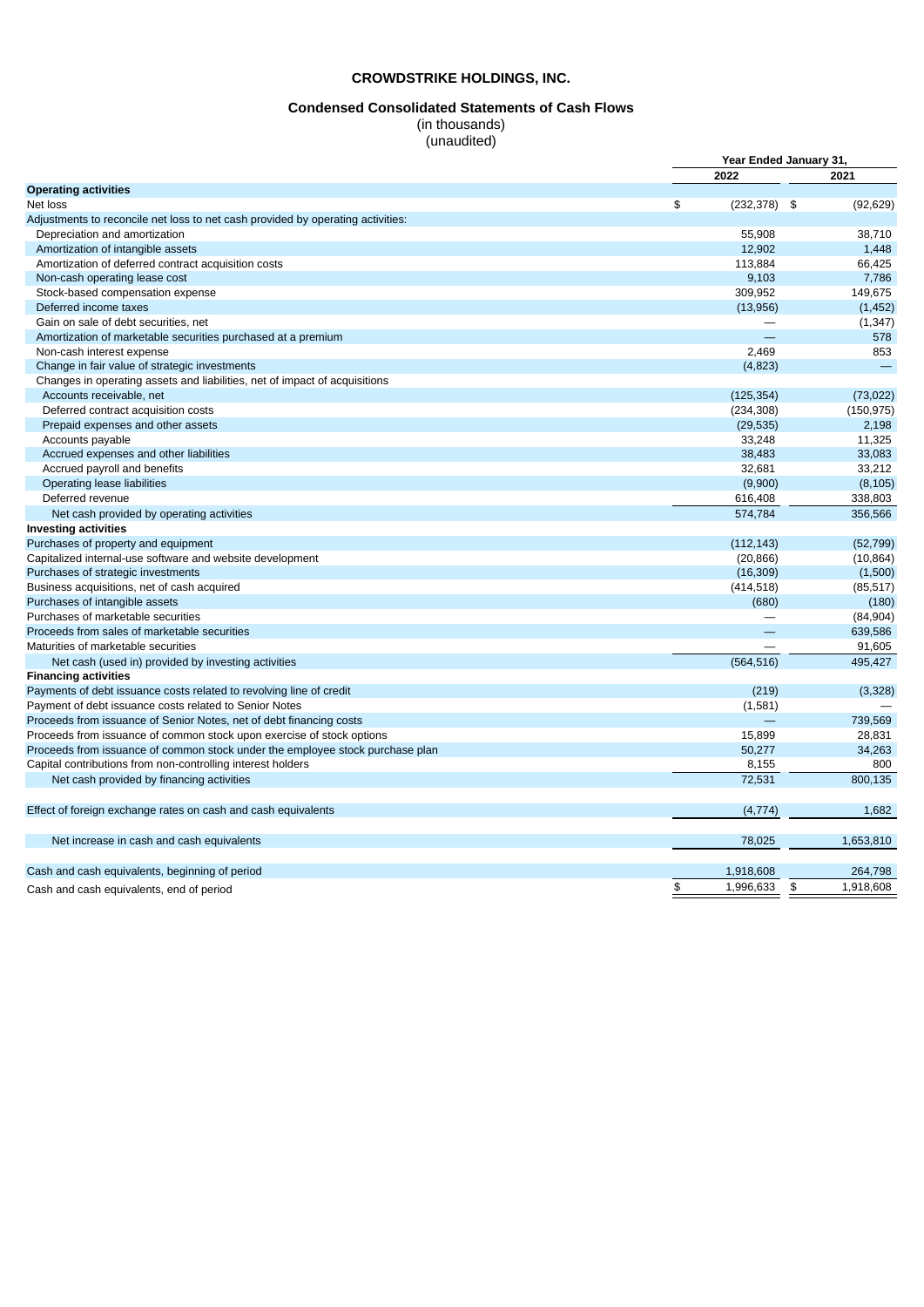# CROWDSTRIKE HOLDINGS, INC.

## Condensed Consolidated Statements of Cash Flows

(in thousands)
(unaudited)

| | Year Ended January 31, | |
|---|---|---|
| | 2022 | 2021 |
| **Operating activities** | | |
| Net loss | $ (232,378) | $ (92,629) |
| Adjustments to reconcile net loss to net cash provided by operating activities: | | |
| Depreciation and amortization | 55,908 | 38,710 |
| Amortization of intangible assets | 12,902 | 1,448 |
| Amortization of deferred contract acquisition costs | 113,884 | 66,425 |
| Non-cash operating lease cost | 9,103 | 7,786 |
| Stock-based compensation expense | 309,952 | 149,675 |
| Deferred income taxes | (13,956) | (1,452) |
| Gain on sale of debt securities, net | — | (1,347) |
| Amortization of marketable securities purchased at a premium | — | 578 |
| Non-cash interest expense | 2,469 | 853 |
| Change in fair value of strategic investments | (4,823) | — |
| Changes in operating assets and liabilities, net of impact of acquisitions | | |
| Accounts receivable, net | (125,354) | (73,022) |
| Deferred contract acquisition costs | (234,308) | (150,975) |
| Prepaid expenses and other assets | (29,535) | 2,198 |
| Accounts payable | 33,248 | 11,325 |
| Accrued expenses and other liabilities | 38,483 | 33,083 |
| Accrued payroll and benefits | 32,681 | 33,212 |
| Operating lease liabilities | (9,900) | (8,105) |
| Deferred revenue | 616,408 | 338,803 |
| Net cash provided by operating activities | 574,784 | 356,566 |
| **Investing activities** | | |
| Purchases of property and equipment | (112,143) | (52,799) |
| Capitalized internal-use software and website development | (20,866) | (10,864) |
| Purchases of strategic investments | (16,309) | (1,500) |
| Business acquisitions, net of cash acquired | (414,518) | (85,517) |
| Purchases of intangible assets | (680) | (180) |
| Purchases of marketable securities | — | (84,904) |
| Proceeds from sales of marketable securities | — | 639,586 |
| Maturities of marketable securities | — | 91,605 |
| Net cash (used in) provided by investing activities | (564,516) | 495,427 |
| **Financing activities** | | |
| Payments of debt issuance costs related to revolving line of credit | (219) | (3,328) |
| Payment of debt issuance costs related to Senior Notes | (1,581) | — |
| Proceeds from issuance of Senior Notes, net of debt financing costs | — | 739,569 |
| Proceeds from issuance of common stock upon exercise of stock options | 15,899 | 28,831 |
| Proceeds from issuance of common stock under the employee stock purchase plan | 50,277 | 34,263 |
| Capital contributions from non-controlling interest holders | 8,155 | 800 |
| Net cash provided by financing activities | 72,531 | 800,135 |
| Effect of foreign exchange rates on cash and cash equivalents | (4,774) | 1,682 |
| Net increase in cash and cash equivalents | 78,025 | 1,653,810 |
| Cash and cash equivalents, beginning of period | 1,918,608 | 264,798 |
| Cash and cash equivalents, end of period | $ 1,996,633 | $ 1,918,608 |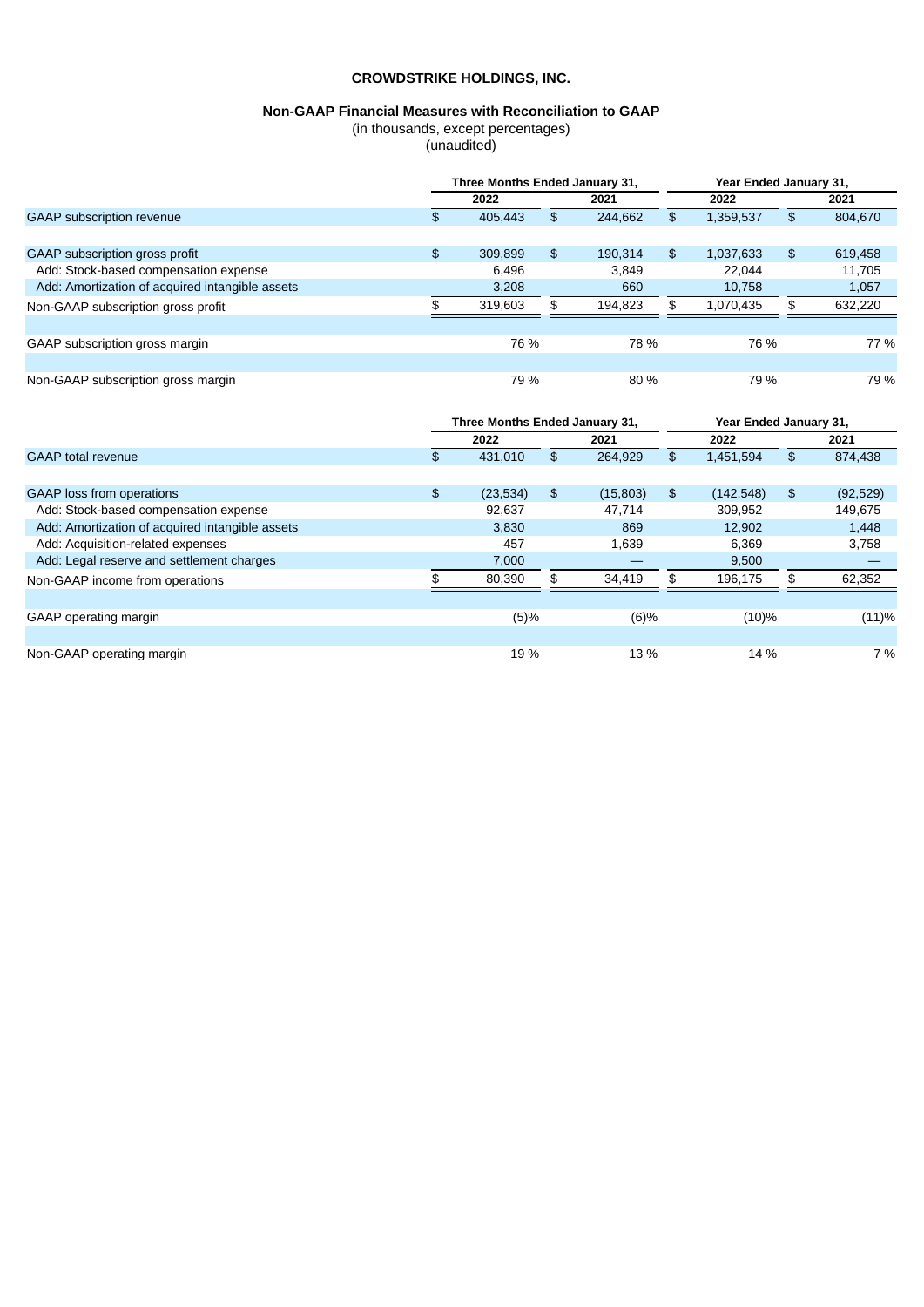**CROWDSTRIKE HOLDINGS, INC.**

**Non-GAAP Financial Measures with Reconciliation to GAAP**
(in thousands, except percentages)
(unaudited)

| | Three Months Ended January 31, | | Year Ended January 31, | |
|---|---|---|---|---|
| | 2022 | 2021 | 2022 | 2021 |
| GAAP subscription revenue | $ 405,443 | $ 244,662 | $ 1,359,537 | $ 804,670 |
| | | | | |
| GAAP subscription gross profit | $ 309,899 | $ 190,314 | $ 1,037,633 | $ 619,458 |
| Add: Stock-based compensation expense | 6,496 | 3,849 | 22,044 | 11,705 |
| Add: Amortization of acquired intangible assets | 3,208 | 660 | 10,758 | 1,057 |
| Non-GAAP subscription gross profit | $ 319,603 | $ 194,823 | $ 1,070,435 | $ 632,220 |
| | | | | |
| GAAP subscription gross margin | 76 % | 78 % | 76 % | 77 % |
| | | | | |
| Non-GAAP subscription gross margin | 79 % | 80 % | 79 % | 79 % |

| | Three Months Ended January 31, | | Year Ended January 31, | |
|---|---|---|---|---|
| | 2022 | 2021 | 2022 | 2021 |
| GAAP total revenue | $ 431,010 | $ 264,929 | $ 1,451,594 | $ 874,438 |
| | | | | |
| GAAP loss from operations | $ (23,534) | $ (15,803) | $ (142,548) | $ (92,529) |
| Add: Stock-based compensation expense | 92,637 | 47,714 | 309,952 | 149,675 |
| Add: Amortization of acquired intangible assets | 3,830 | 869 | 12,902 | 1,448 |
| Add: Acquisition-related expenses | 457 | 1,639 | 6,369 | 3,758 |
| Add: Legal reserve and settlement charges | 7,000 | — | 9,500 | — |
| Non-GAAP income from operations | $ 80,390 | $ 34,419 | $ 196,175 | $ 62,352 |
| | | | | |
| GAAP operating margin | (5)% | (6)% | (10)% | (11)% |
| | | | | |
| Non-GAAP operating margin | 19 % | 13 % | 14 % | 7 % |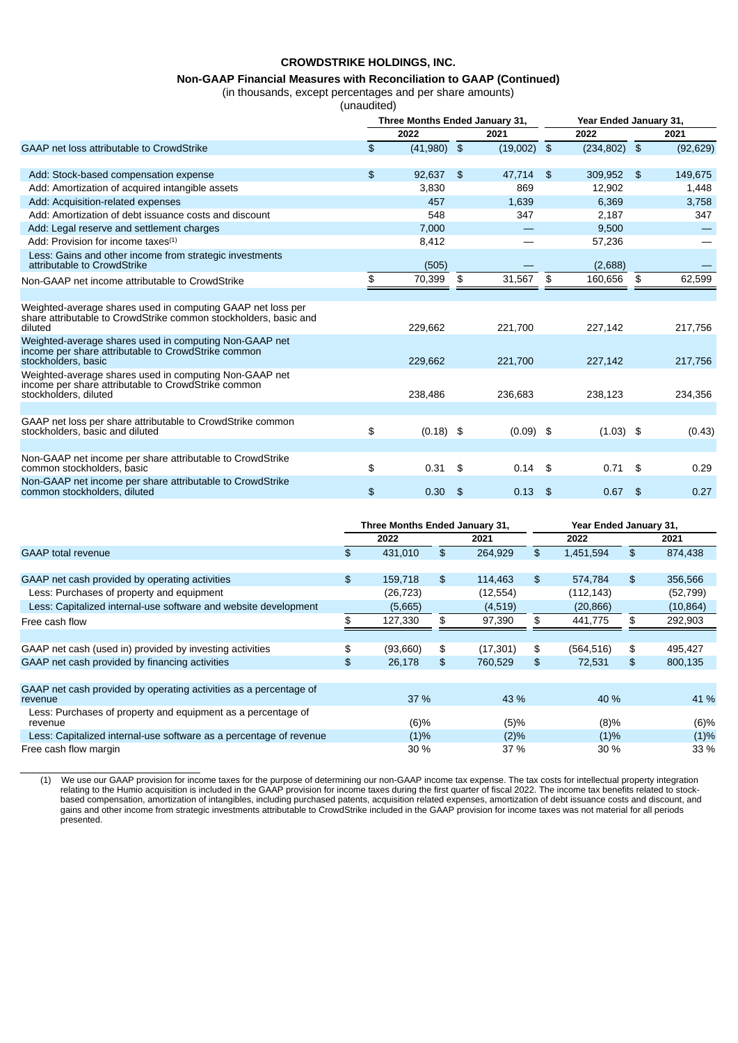**CROWDSTRIKE HOLDINGS, INC.**

**Non-GAAP Financial Measures with Reconciliation to GAAP (Continued)**

(in thousands, except percentages and per share amounts)

(unaudited)

| | Three Months Ended January 31, | | Year Ended January 31, | |
|---|---|---|---|---|
| | 2022 | 2021 | 2022 | 2021 |
| GAAP net loss attributable to CrowdStrike | $ (41,980) | $ (19,002) | $ (234,802) | $ (92,629) |
| Add: Stock-based compensation expense | $ 92,637 | $ 47,714 | $ 309,952 | $ 149,675 |
| Add: Amortization of acquired intangible assets | 3,830 | 869 | 12,902 | 1,448 |
| Add: Acquisition-related expenses | 457 | 1,639 | 6,369 | 3,758 |
| Add: Amortization of debt issuance costs and discount | 548 | 347 | 2,187 | 347 |
| Add: Legal reserve and settlement charges | 7,000 | — | 9,500 | — |
| Add: Provision for income taxes[(1)] | 8,412 | — | 57,236 | — |
| Less: Gains and other income from strategic investments attributable to CrowdStrike | (505) | — | (2,688) | — |
| Non-GAAP net income attributable to CrowdStrike | $ 70,399 | $ 31,567 | $ 160,656 | $ 62,599 |
| Weighted-average shares used in computing GAAP net loss per share attributable to CrowdStrike common stockholders, basic and diluted | 229,662 | 221,700 | 227,142 | 217,756 |
| Weighted-average shares used in computing Non-GAAP net income per share attributable to CrowdStrike common stockholders, basic | 229,662 | 221,700 | 227,142 | 217,756 |
| Weighted-average shares used in computing Non-GAAP net income per share attributable to CrowdStrike common stockholders, diluted | 238,486 | 236,683 | 238,123 | 234,356 |
| GAAP net loss per share attributable to CrowdStrike common stockholders, basic and diluted | $ (0.18) | $ (0.09) | $ (1.03) | $ (0.43) |
| Non-GAAP net income per share attributable to CrowdStrike common stockholders, basic | $ 0.31 | $ 0.14 | $ 0.71 | $ 0.29 |
| Non-GAAP net income per share attributable to CrowdStrike common stockholders, diluted | $ 0.30 | $ 0.13 | $ 0.67 | $ 0.27 |

| | Three Months Ended January 31, | | Year Ended January 31, | |
|---|---|---|---|---|
| | 2022 | 2021 | 2022 | 2021 |
| GAAP total revenue | $ 431,010 | $ 264,929 | $ 1,451,594 | $ 874,438 |
| GAAP net cash provided by operating activities | $ 159,718 | $ 114,463 | $ 574,784 | $ 356,566 |
| Less: Purchases of property and equipment | (26,723) | (12,554) | (112,143) | (52,799) |
| Less: Capitalized internal-use software and website development | (5,665) | (4,519) | (20,866) | (10,864) |
| Free cash flow | $ 127,330 | $ 97,390 | $ 441,775 | $ 292,903 |
| GAAP net cash (used in) provided by investing activities | $ (93,660) | $ (17,301) | $ (564,516) | $ 495,427 |
| GAAP net cash provided by financing activities | $ 26,178 | $ 760,529 | $ 72,531 | $ 800,135 |
| GAAP net cash provided by operating activities as a percentage of revenue | 37 % | 43 % | 40 % | 41 % |
| Less: Purchases of property and equipment as a percentage of revenue | (6)% | (5)% | (8)% | (6)% |
| Less: Capitalized internal-use software as a percentage of revenue | (1)% | (2)% | (1)% | (1)% |
| Free cash flow margin | 30 % | 37 % | 30 % | 33 % |

(1) We use our GAAP provision for income taxes for the purpose of determining our non-GAAP income tax expense. The tax costs for intellectual property integration relating to the Humio acquisition is included in the GAAP provision for income taxes during the first quarter of fiscal 2022. The income tax benefits related to stock-based compensation, amortization of intangibles, including purchased patents, acquisition related expenses, amortization of debt issuance costs and discount, and gains and other income from strategic investments attributable to CrowdStrike included in the GAAP provision for income taxes was not material for all periods presented.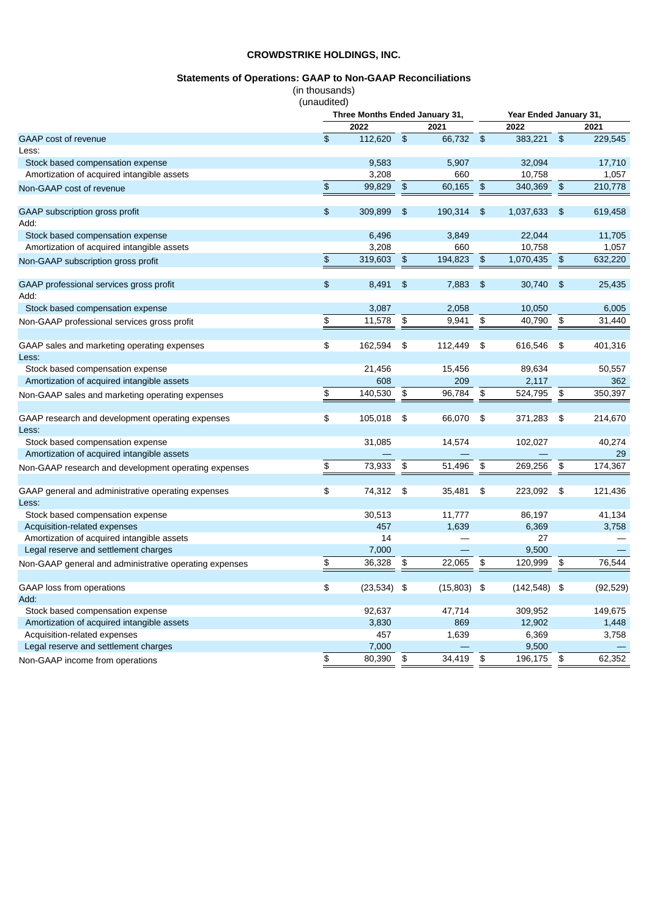**CROWDSTRIKE HOLDINGS, INC.**

**Statements of Operations: GAAP to Non-GAAP Reconciliations**

(in thousands)
(unaudited)

| | Three Months Ended January 31, | | Year Ended January 31, | |
|---|---|---|---|---|
| | 2022 | 2021 | 2022 | 2021 |
| GAAP cost of revenue | $ 112,620 | $ 66,732 | $ 383,221 | $ 229,545 |
| Less: | | | | |
| Stock based compensation expense | 9,583 | 5,907 | 32,094 | 17,710 |
| Amortization of acquired intangible assets | 3,208 | 660 | 10,758 | 1,057 |
| Non-GAAP cost of revenue | $ 99,829 | $ 60,165 | $ 340,369 | $ 210,778 |
| | | | | |
| GAAP subscription gross profit | $ 309,899 | $ 190,314 | $ 1,037,633 | $ 619,458 |
| Add: | | | | |
| Stock based compensation expense | 6,496 | 3,849 | 22,044 | 11,705 |
| Amortization of acquired intangible assets | 3,208 | 660 | 10,758 | 1,057 |
| Non-GAAP subscription gross profit | $ 319,603 | $ 194,823 | $ 1,070,435 | $ 632,220 |
| | | | | |
| GAAP professional services gross profit | $ 8,491 | $ 7,883 | $ 30,740 | $ 25,435 |
| Add: | | | | |
| Stock based compensation expense | 3,087 | 2,058 | 10,050 | 6,005 |
| Non-GAAP professional services gross profit | $ 11,578 | $ 9,941 | $ 40,790 | $ 31,440 |
| | | | | |
| GAAP sales and marketing operating expenses | $ 162,594 | $ 112,449 | $ 616,546 | $ 401,316 |
| Less: | | | | |
| Stock based compensation expense | 21,456 | 15,456 | 89,634 | 50,557 |
| Amortization of acquired intangible assets | 608 | 209 | 2,117 | 362 |
| Non-GAAP sales and marketing operating expenses | $ 140,530 | $ 96,784 | $ 524,795 | $ 350,397 |
| | | | | |
| GAAP research and development operating expenses | $ 105,018 | $ 66,070 | $ 371,283 | $ 214,670 |
| Less: | | | | |
| Stock based compensation expense | 31,085 | 14,574 | 102,027 | 40,274 |
| Amortization of acquired intangible assets | — | — | — | 29 |
| Non-GAAP research and development operating expenses | $ 73,933 | $ 51,496 | $ 269,256 | $ 174,367 |
| | | | | |
| GAAP general and administrative operating expenses | $ 74,312 | $ 35,481 | $ 223,092 | $ 121,436 |
| Less: | | | | |
| Stock based compensation expense | 30,513 | 11,777 | 86,197 | 41,134 |
| Acquisition-related expenses | 457 | 1,639 | 6,369 | 3,758 |
| Amortization of acquired intangible assets | 14 | — | 27 | — |
| Legal reserve and settlement charges | 7,000 | — | 9,500 | — |
| Non-GAAP general and administrative operating expenses | $ 36,328 | $ 22,065 | $ 120,999 | $ 76,544 |
| | | | | |
| GAAP loss from operations | $ (23,534) | $ (15,803) | $ (142,548) | $ (92,529) |
| Add: | | | | |
| Stock based compensation expense | 92,637 | 47,714 | 309,952 | 149,675 |
| Amortization of acquired intangible assets | 3,830 | 869 | 12,902 | 1,448 |
| Acquisition-related expenses | 457 | 1,639 | 6,369 | 3,758 |
| Legal reserve and settlement charges | 7,000 | — | 9,500 | — |
| Non-GAAP income from operations | $ 80,390 | $ 34,419 | $ 196,175 | $ 62,352 |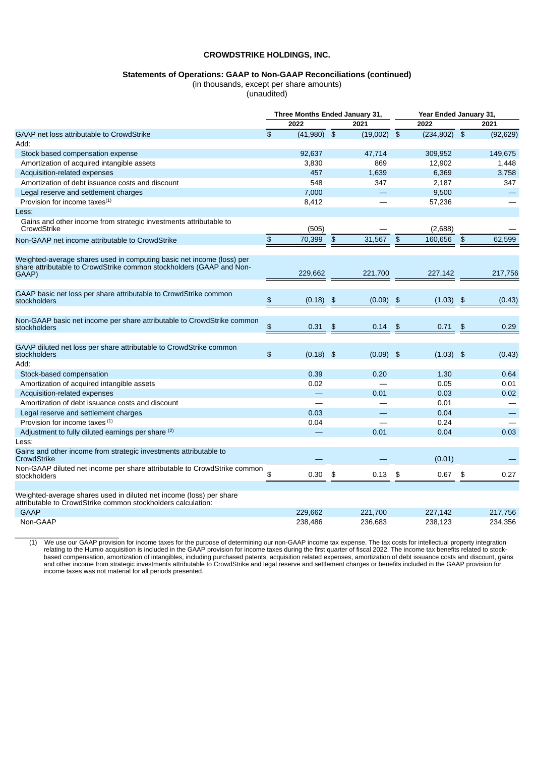# CROWDSTRIKE HOLDINGS, INC.

## Statements of Operations: GAAP to Non-GAAP Reconciliations (continued)

(in thousands, except per share amounts)
(unaudited)

| | Three Months Ended January 31, | | Year Ended January 31, | |
|---|---|---|---|---|
| | 2022 | 2021 | 2022 | 2021 |
| GAAP net loss attributable to CrowdStrike | $ (41,980) | $ (19,002) | $ (234,802) | $ (92,629) |
| Add: | | | | |
| Stock based compensation expense | 92,637 | 47,714 | 309,952 | 149,675 |
| Amortization of acquired intangible assets | 3,830 | 869 | 12,902 | 1,448 |
| Acquisition-related expenses | 457 | 1,639 | 6,369 | 3,758 |
| Amortization of debt issuance costs and discount | 548 | 347 | 2,187 | 347 |
| Legal reserve and settlement charges | 7,000 | — | 9,500 | — |
| Provision for income taxes[1] | 8,412 | — | 57,236 | — |
| Less: | | | | |
| Gains and other income from strategic investments attributable to CrowdStrike | (505) | — | (2,688) | — |
| Non-GAAP net income attributable to CrowdStrike | $ 70,399 | $ 31,567 | $ 160,656 | $ 62,599 |
| | | | | |
| Weighted-average shares used in computing basic net income (loss) per share attributable to CrowdStrike common stockholders (GAAP and Non-GAAP) | 229,662 | 221,700 | 227,142 | 217,756 |
| | | | | |
| GAAP basic net loss per share attributable to CrowdStrike common stockholders | $ (0.18) | $ (0.09) | $ (1.03) | $ (0.43) |
| | | | | |
| Non-GAAP basic net income per share attributable to CrowdStrike common stockholders | $ 0.31 | $ 0.14 | $ 0.71 | $ 0.29 |
| | | | | |
| GAAP diluted net loss per share attributable to CrowdStrike common stockholders | $ (0.18) | $ (0.09) | $ (1.03) | $ (0.43) |
| Add: | | | | |
| Stock-based compensation | 0.39 | 0.20 | 1.30 | 0.64 |
| Amortization of acquired intangible assets | 0.02 | — | 0.05 | 0.01 |
| Acquisition-related expenses | — | 0.01 | 0.03 | 0.02 |
| Amortization of debt issuance costs and discount | — | — | 0.01 | — |
| Legal reserve and settlement charges | 0.03 | — | 0.04 | — |
| Provision for income taxes [1] | 0.04 | — | 0.24 | — |
| Adjustment to fully diluted earnings per share [2] | — | 0.01 | 0.04 | 0.03 |
| Less: | | | | |
| Gains and other income from strategic investments attributable to CrowdStrike | — | — | (0.01) | — |
| Non-GAAP diluted net income per share attributable to CrowdStrike common stockholders | $ 0.30 | $ 0.13 | $ 0.67 | $ 0.27 |
| | | | | |
| Weighted-average shares used in diluted net income (loss) per share attributable to CrowdStrike common stockholders calculation: | | | | |
| GAAP | 229,662 | 221,700 | 227,142 | 217,756 |
| Non-GAAP | 238,486 | 236,683 | 238,123 | 234,356 |

(1) We use our GAAP provision for income taxes for the purpose of determining our non-GAAP income tax expense. The tax costs for intellectual property integration relating to the Humio acquisition is included in the GAAP provision for income taxes during the first quarter of fiscal 2022. The income tax benefits related to stock-based compensation, amortization of intangibles, including purchased patents, acquisition related expenses, amortization of debt issuance costs and discount, gains and other income from strategic investments attributable to CrowdStrike and legal reserve and settlement charges or benefits included in the GAAP provision for income taxes was not material for all periods presented.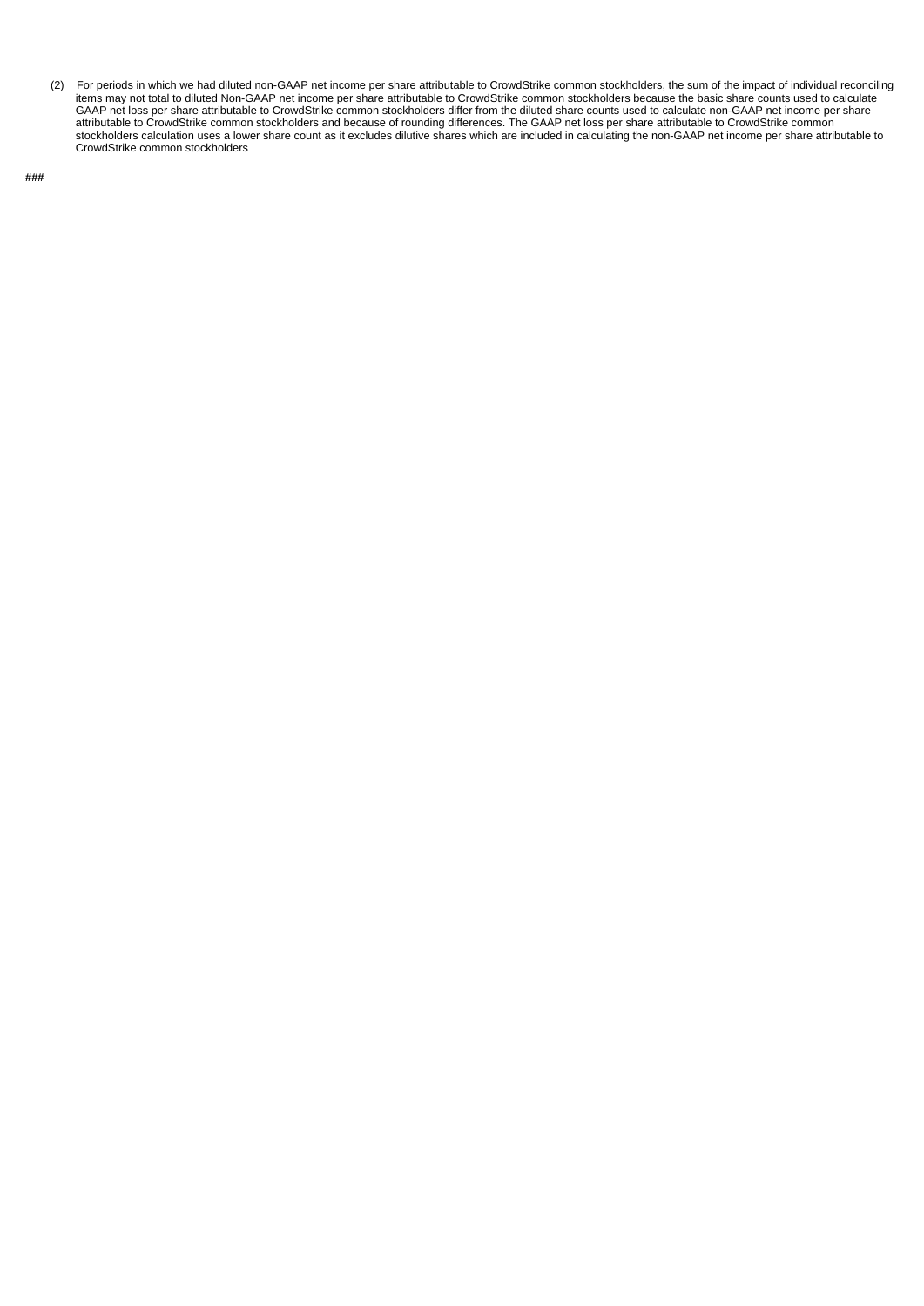(2) For periods in which we had diluted non-GAAP net income per share attributable to CrowdStrike common stockholders, the sum of the impact of individual reconciling items may not total to diluted Non-GAAP net income per share attributable to CrowdStrike common stockholders because the basic share counts used to calculate GAAP net loss per share attributable to CrowdStrike common stockholders differ from the diluted share counts used to calculate non-GAAP net income per share attributable to CrowdStrike common stockholders and because of rounding differences. The GAAP net loss per share attributable to CrowdStrike common stockholders calculation uses a lower share count as it excludes dilutive shares which are included in calculating the non-GAAP net income per share attributable to CrowdStrike common stockholders

###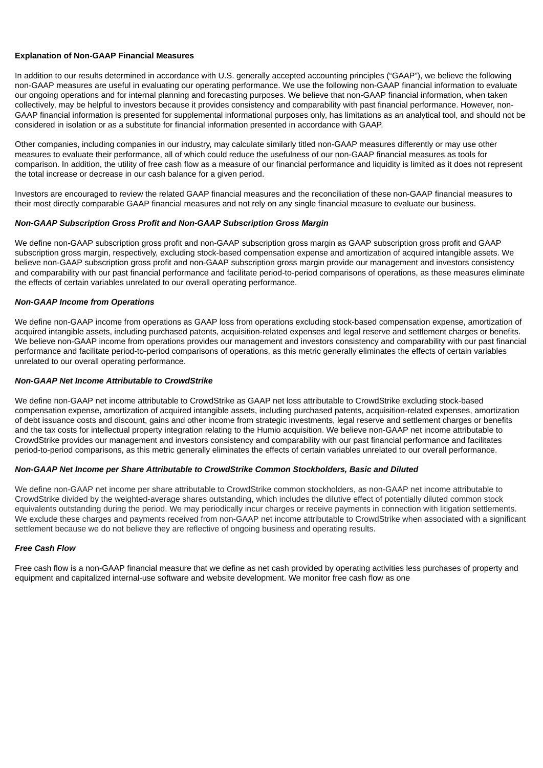**Explanation of Non-GAAP Financial Measures**

In addition to our results determined in accordance with U.S. generally accepted accounting principles ("GAAP"), we believe the following non-GAAP measures are useful in evaluating our operating performance. We use the following non-GAAP financial information to evaluate our ongoing operations and for internal planning and forecasting purposes. We believe that non-GAAP financial information, when taken collectively, may be helpful to investors because it provides consistency and comparability with past financial performance. However, non-GAAP financial information is presented for supplemental informational purposes only, has limitations as an analytical tool, and should not be considered in isolation or as a substitute for financial information presented in accordance with GAAP.

Other companies, including companies in our industry, may calculate similarly titled non-GAAP measures differently or may use other measures to evaluate their performance, all of which could reduce the usefulness of our non-GAAP financial measures as tools for comparison. In addition, the utility of free cash flow as a measure of our financial performance and liquidity is limited as it does not represent the total increase or decrease in our cash balance for a given period.

Investors are encouraged to review the related GAAP financial measures and the reconciliation of these non-GAAP financial measures to their most directly comparable GAAP financial measures and not rely on any single financial measure to evaluate our business.

***Non-GAAP Subscription Gross Profit and Non-GAAP Subscription Gross Margin***

We define non-GAAP subscription gross profit and non-GAAP subscription gross margin as GAAP subscription gross profit and GAAP subscription gross margin, respectively, excluding stock-based compensation expense and amortization of acquired intangible assets. We believe non-GAAP subscription gross profit and non-GAAP subscription gross margin provide our management and investors consistency and comparability with our past financial performance and facilitate period-to-period comparisons of operations, as these measures eliminate the effects of certain variables unrelated to our overall operating performance.

***Non-GAAP Income from Operations***

We define non-GAAP income from operations as GAAP loss from operations excluding stock-based compensation expense, amortization of acquired intangible assets, including purchased patents, acquisition-related expenses and legal reserve and settlement charges or benefits. We believe non-GAAP income from operations provides our management and investors consistency and comparability with our past financial performance and facilitate period-to-period comparisons of operations, as this metric generally eliminates the effects of certain variables unrelated to our overall operating performance.

***Non-GAAP Net Income Attributable to CrowdStrike***

We define non-GAAP net income attributable to CrowdStrike as GAAP net loss attributable to CrowdStrike excluding stock-based compensation expense, amortization of acquired intangible assets, including purchased patents, acquisition-related expenses, amortization of debt issuance costs and discount, gains and other income from strategic investments, legal reserve and settlement charges or benefits and the tax costs for intellectual property integration relating to the Humio acquisition. We believe non-GAAP net income attributable to CrowdStrike provides our management and investors consistency and comparability with our past financial performance and facilitates period-to-period comparisons, as this metric generally eliminates the effects of certain variables unrelated to our overall performance.

***Non-GAAP Net Income per Share Attributable to CrowdStrike Common Stockholders, Basic and Diluted***

We define non-GAAP net income per share attributable to CrowdStrike common stockholders, as non-GAAP net income attributable to CrowdStrike divided by the weighted-average shares outstanding, which includes the dilutive effect of potentially diluted common stock equivalents outstanding during the period. We may periodically incur charges or receive payments in connection with litigation settlements. We exclude these charges and payments received from non-GAAP net income attributable to CrowdStrike when associated with a significant settlement because we do not believe they are reflective of ongoing business and operating results.

***Free Cash Flow***

Free cash flow is a non-GAAP financial measure that we define as net cash provided by operating activities less purchases of property and equipment and capitalized internal-use software and website development. We monitor free cash flow as one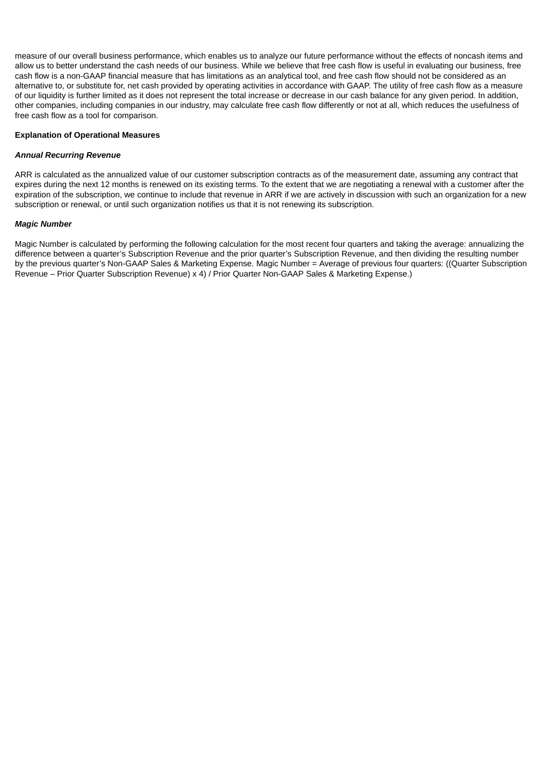measure of our overall business performance, which enables us to analyze our future performance without the effects of noncash items and allow us to better understand the cash needs of our business. While we believe that free cash flow is useful in evaluating our business, free cash flow is a non-GAAP financial measure that has limitations as an analytical tool, and free cash flow should not be considered as an alternative to, or substitute for, net cash provided by operating activities in accordance with GAAP. The utility of free cash flow as a measure of our liquidity is further limited as it does not represent the total increase or decrease in our cash balance for any given period. In addition, other companies, including companies in our industry, may calculate free cash flow differently or not at all, which reduces the usefulness of free cash flow as a tool for comparison.

**Explanation of Operational Measures**

***Annual Recurring Revenue***

ARR is calculated as the annualized value of our customer subscription contracts as of the measurement date, assuming any contract that expires during the next 12 months is renewed on its existing terms. To the extent that we are negotiating a renewal with a customer after the expiration of the subscription, we continue to include that revenue in ARR if we are actively in discussion with such an organization for a new subscription or renewal, or until such organization notifies us that it is not renewing its subscription.

***Magic Number***

Magic Number is calculated by performing the following calculation for the most recent four quarters and taking the average: annualizing the difference between a quarter’s Subscription Revenue and the prior quarter’s Subscription Revenue, and then dividing the resulting number by the previous quarter’s Non-GAAP Sales & Marketing Expense. Magic Number = Average of previous four quarters: ((Quarter Subscription Revenue – Prior Quarter Subscription Revenue) x 4) / Prior Quarter Non-GAAP Sales & Marketing Expense.)